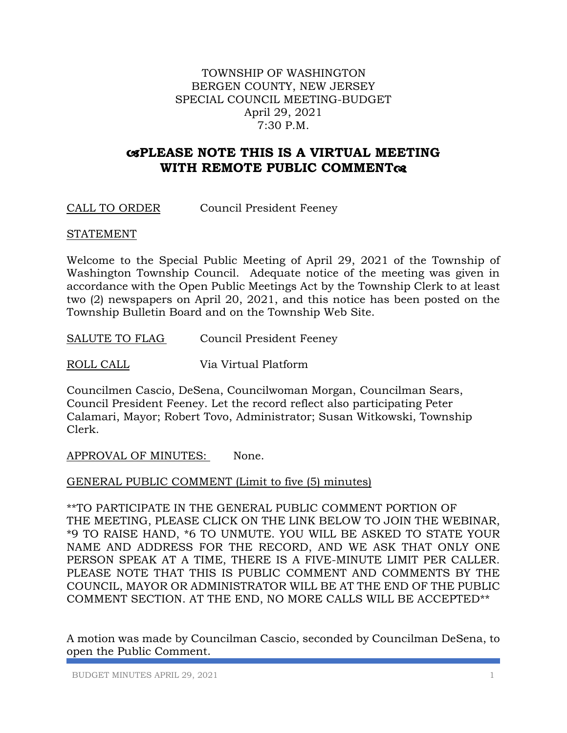TOWNSHIP OF WASHINGTON
BERGEN COUNTY, NEW JERSEY
SPECIAL COUNCIL MEETING-BUDGET
April 29, 2021
7:30 P.M.

## ☙PLEASE NOTE THIS IS A VIRTUAL MEETING WITH REMOTE PUBLIC COMMENT❧

CALL TO ORDER Council President Feeney

STATEMENT

Welcome to the Special Public Meeting of April 29, 2021 of the Township of Washington Township Council. Adequate notice of the meeting was given in accordance with the Open Public Meetings Act by the Township Clerk to at least two (2) newspapers on April 20, 2021, and this notice has been posted on the Township Bulletin Board and on the Township Web Site.

SALUTE TO FLAG Council President Feeney

ROLL CALL Via Virtual Platform

Councilmen Cascio, DeSena, Councilwoman Morgan, Councilman Sears, Council President Feeney. Let the record reflect also participating Peter Calamari, Mayor; Robert Tovo, Administrator; Susan Witkowski, Township Clerk.

APPROVAL OF MINUTES: None.

GENERAL PUBLIC COMMENT (Limit to five (5) minutes)

**TO PARTICIPATE IN THE GENERAL PUBLIC COMMENT PORTION OF THE MEETING, PLEASE CLICK ON THE LINK BELOW TO JOIN THE WEBINAR, *9 TO RAISE HAND, *6 TO UNMUTE. YOU WILL BE ASKED TO STATE YOUR NAME AND ADDRESS FOR THE RECORD, AND WE ASK THAT ONLY ONE PERSON SPEAK AT A TIME, THERE IS A FIVE-MINUTE LIMIT PER CALLER. PLEASE NOTE THAT THIS IS PUBLIC COMMENT AND COMMENTS BY THE COUNCIL, MAYOR OR ADMINISTRATOR WILL BE AT THE END OF THE PUBLIC COMMENT SECTION. AT THE END, NO MORE CALLS WILL BE ACCEPTED**

A motion was made by Councilman Cascio, seconded by Councilman DeSena, to open the Public Comment.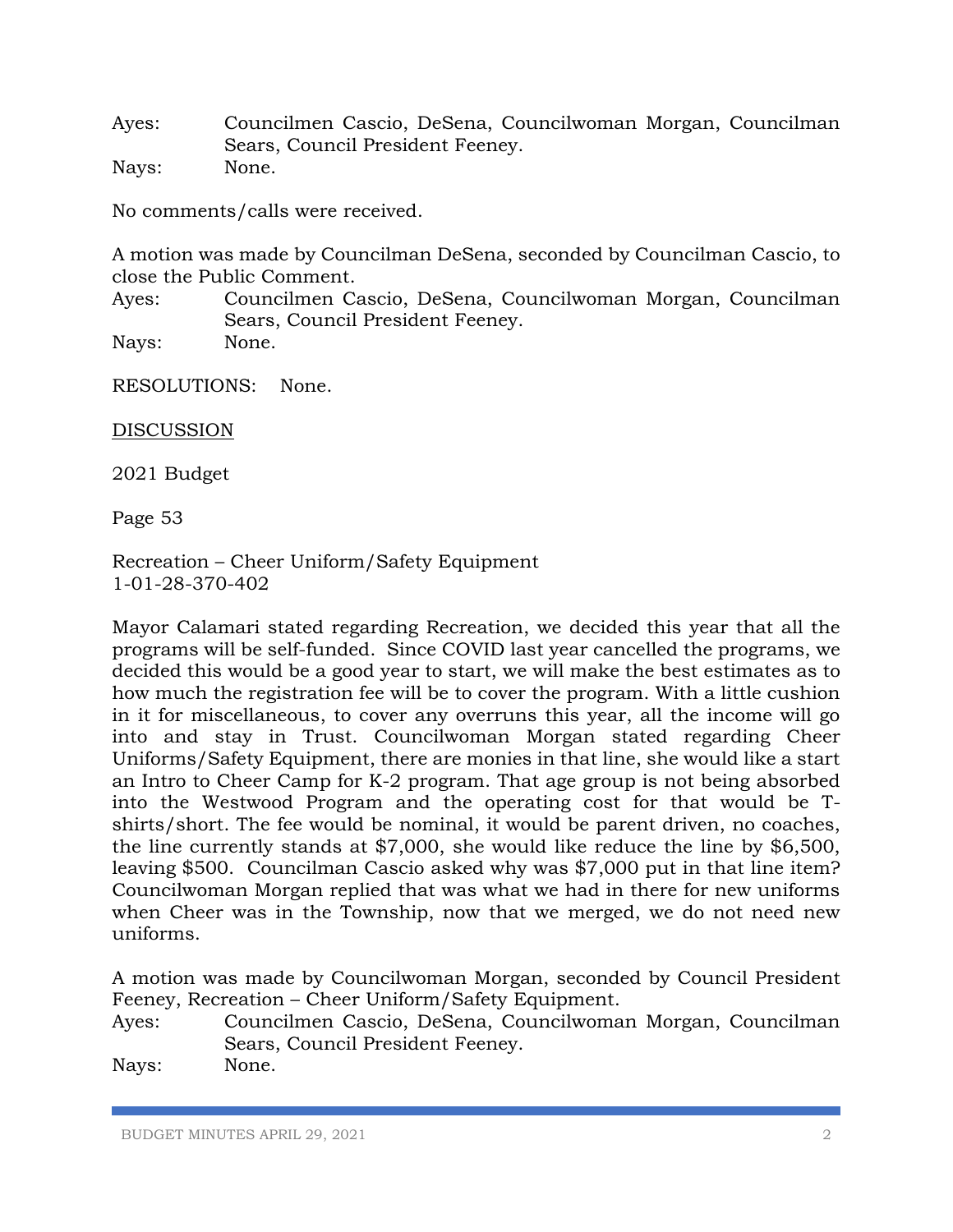Ayes: Councilmen Cascio, DeSena, Councilwoman Morgan, Councilman Sears, Council President Feeney.
Nays: None.

No comments/calls were received.

A motion was made by Councilman DeSena, seconded by Councilman Cascio, to close the Public Comment.
Ayes: Councilmen Cascio, DeSena, Councilwoman Morgan, Councilman Sears, Council President Feeney.
Nays: None.

RESOLUTIONS: None.

<u>DISCUSSION</u>

2021 Budget

Page 53

Recreation – Cheer Uniform/Safety Equipment
1-01-28-370-402

Mayor Calamari stated regarding Recreation, we decided this year that all the programs will be self-funded. Since COVID last year cancelled the programs, we decided this would be a good year to start, we will make the best estimates as to how much the registration fee will be to cover the program. With a little cushion in it for miscellaneous, to cover any overruns this year, all the income will go into and stay in Trust. Councilwoman Morgan stated regarding Cheer Uniforms/Safety Equipment, there are monies in that line, she would like a start an Intro to Cheer Camp for K-2 program. That age group is not being absorbed into the Westwood Program and the operating cost for that would be T-shirts/short. The fee would be nominal, it would be parent driven, no coaches, the line currently stands at $7,000, she would like reduce the line by $6,500, leaving $500. Councilman Cascio asked why was $7,000 put in that line item? Councilwoman Morgan replied that was what we had in there for new uniforms when Cheer was in the Township, now that we merged, we do not need new uniforms.

A motion was made by Councilwoman Morgan, seconded by Council President Feeney, Recreation – Cheer Uniform/Safety Equipment.
Ayes: Councilmen Cascio, DeSena, Councilwoman Morgan, Councilman Sears, Council President Feeney.
Nays: None.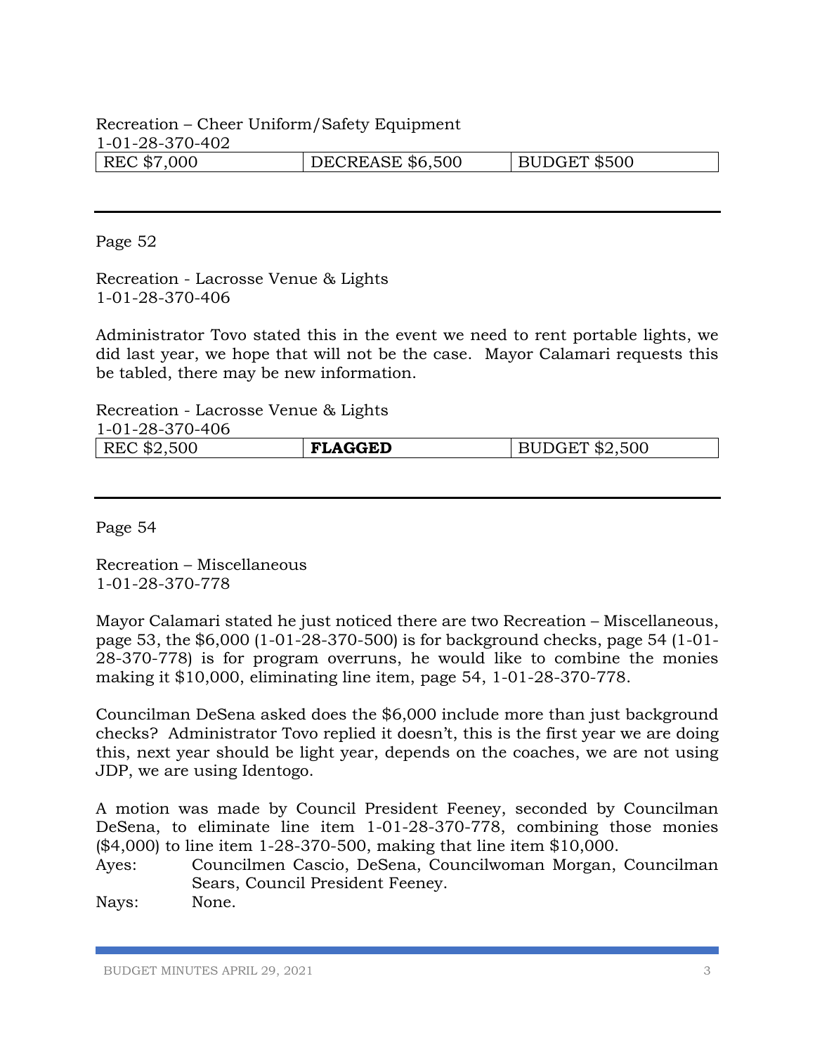Recreation – Cheer Uniform/Safety Equipment
1-01-28-370-402

| REC $7,000 | DECREASE $6,500 | BUDGET $500 |
|---|---|---|

---

Page 52

Recreation - Lacrosse Venue & Lights
1-01-28-370-406

Administrator Tovo stated this in the event we need to rent portable lights, we did last year, we hope that will not be the case. Mayor Calamari requests this be tabled, there may be new information.

Recreation - Lacrosse Venue & Lights
1-01-28-370-406

| REC $2,500 | **FLAGGED** | BUDGET $2,500 |
|---|---|---|

---

Page 54

Recreation – Miscellaneous
1-01-28-370-778

Mayor Calamari stated he just noticed there are two Recreation – Miscellaneous, page 53, the $6,000 (1-01-28-370-500) is for background checks, page 54 (1-01-28-370-778) is for program overruns, he would like to combine the monies making it $10,000, eliminating line item, page 54, 1-01-28-370-778.

Councilman DeSena asked does the $6,000 include more than just background checks? Administrator Tovo replied it doesn't, this is the first year we are doing this, next year should be light year, depends on the coaches, we are not using JDP, we are using Identogo.

A motion was made by Council President Feeney, seconded by Councilman DeSena, to eliminate line item 1-01-28-370-778, combining those monies ($4,000) to line item 1-28-370-500, making that line item $10,000.

Ayes: Councilmen Cascio, DeSena, Councilwoman Morgan, Councilman Sears, Council President Feeney.
Nays: None.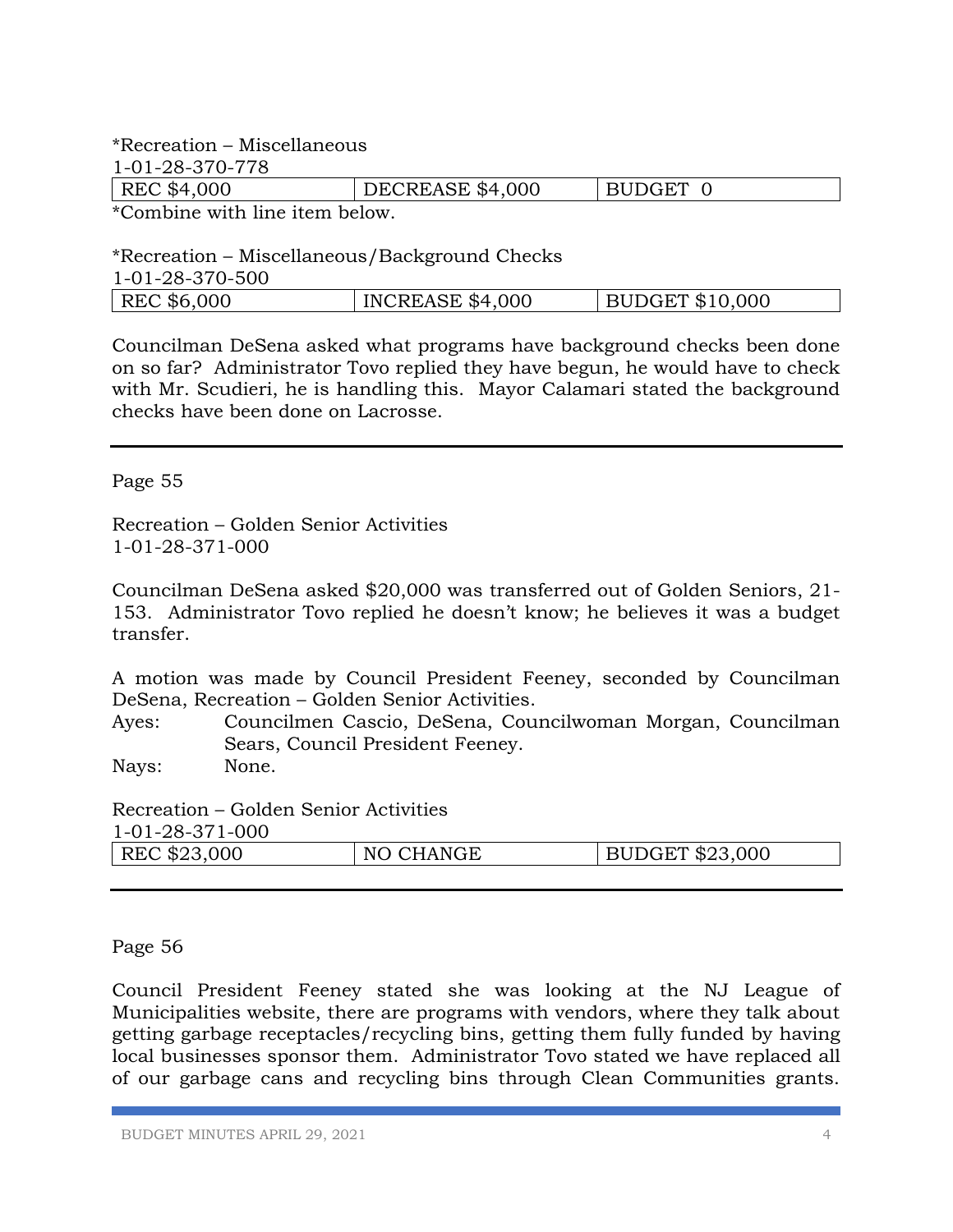*Recreation – Miscellaneous
1-01-28-370-778

| REC $4,000 | DECREASE $4,000 | BUDGET 0 |
|---|---|---|

*Combine with line item below.

*Recreation – Miscellaneous/Background Checks
1-01-28-370-500

| REC $6,000 | INCREASE $4,000 | BUDGET $10,000 |
|---|---|---|

Councilman DeSena asked what programs have background checks been done on so far? Administrator Tovo replied they have begun, he would have to check with Mr. Scudieri, he is handling this. Mayor Calamari stated the background checks have been done on Lacrosse.

---

Page 55

Recreation – Golden Senior Activities
1-01-28-371-000

Councilman DeSena asked $20,000 was transferred out of Golden Seniors, 21-153. Administrator Tovo replied he doesn't know; he believes it was a budget transfer.

A motion was made by Council President Feeney, seconded by Councilman DeSena, Recreation – Golden Senior Activities.

Ayes: Councilmen Cascio, DeSena, Councilwoman Morgan, Councilman Sears, Council President Feeney.

Nays: None.

Recreation – Golden Senior Activities
1-01-28-371-000

| REC $23,000 | NO CHANGE | BUDGET $23,000 |
|---|---|---|

---

Page 56

Council President Feeney stated she was looking at the NJ League of Municipalities website, there are programs with vendors, where they talk about getting garbage receptacles/recycling bins, getting them fully funded by having local businesses sponsor them. Administrator Tovo stated we have replaced all of our garbage cans and recycling bins through Clean Communities grants.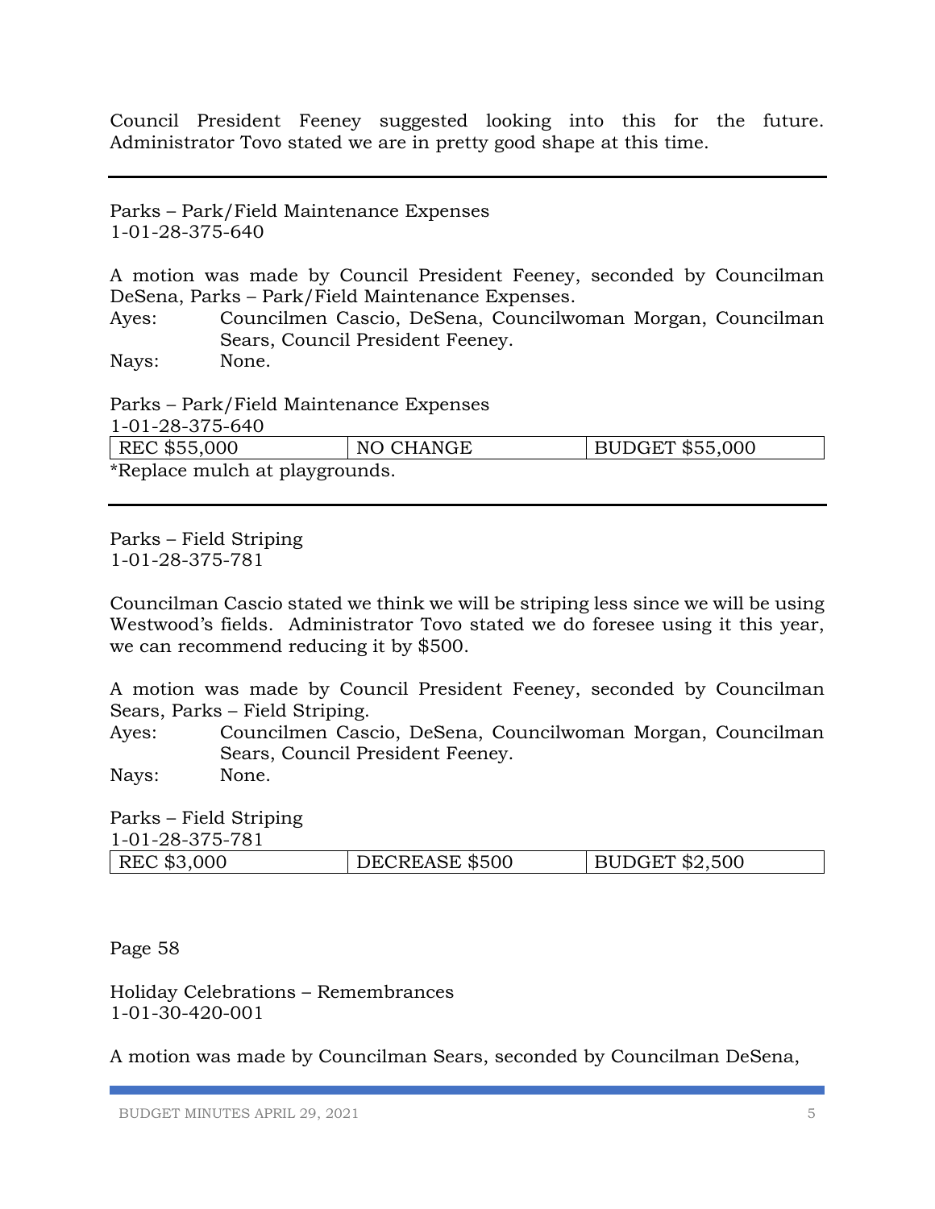Council President Feeney suggested looking into this for the future. Administrator Tovo stated we are in pretty good shape at this time.

---

Parks – Park/Field Maintenance Expenses
1-01-28-375-640

A motion was made by Council President Feeney, seconded by Councilman DeSena, Parks – Park/Field Maintenance Expenses.

Ayes: Councilmen Cascio, DeSena, Councilwoman Morgan, Councilman Sears, Council President Feeney.
Nays: None.

Parks – Park/Field Maintenance Expenses
1-01-28-375-640

| REC $55,000 | NO CHANGE | BUDGET $55,000 |
|---|---|---|

*Replace mulch at playgrounds.

---

Parks – Field Striping
1-01-28-375-781

Councilman Cascio stated we think we will be striping less since we will be using Westwood's fields. Administrator Tovo stated we do foresee using it this year, we can recommend reducing it by $500.

A motion was made by Council President Feeney, seconded by Councilman Sears, Parks – Field Striping.

Ayes: Councilmen Cascio, DeSena, Councilwoman Morgan, Councilman Sears, Council President Feeney.
Nays: None.

Parks – Field Striping
1-01-28-375-781

| REC $3,000 | DECREASE $500 | BUDGET $2,500 |
|---|---|---|

Page 58

Holiday Celebrations – Remembrances
1-01-30-420-001

A motion was made by Councilman Sears, seconded by Councilman DeSena,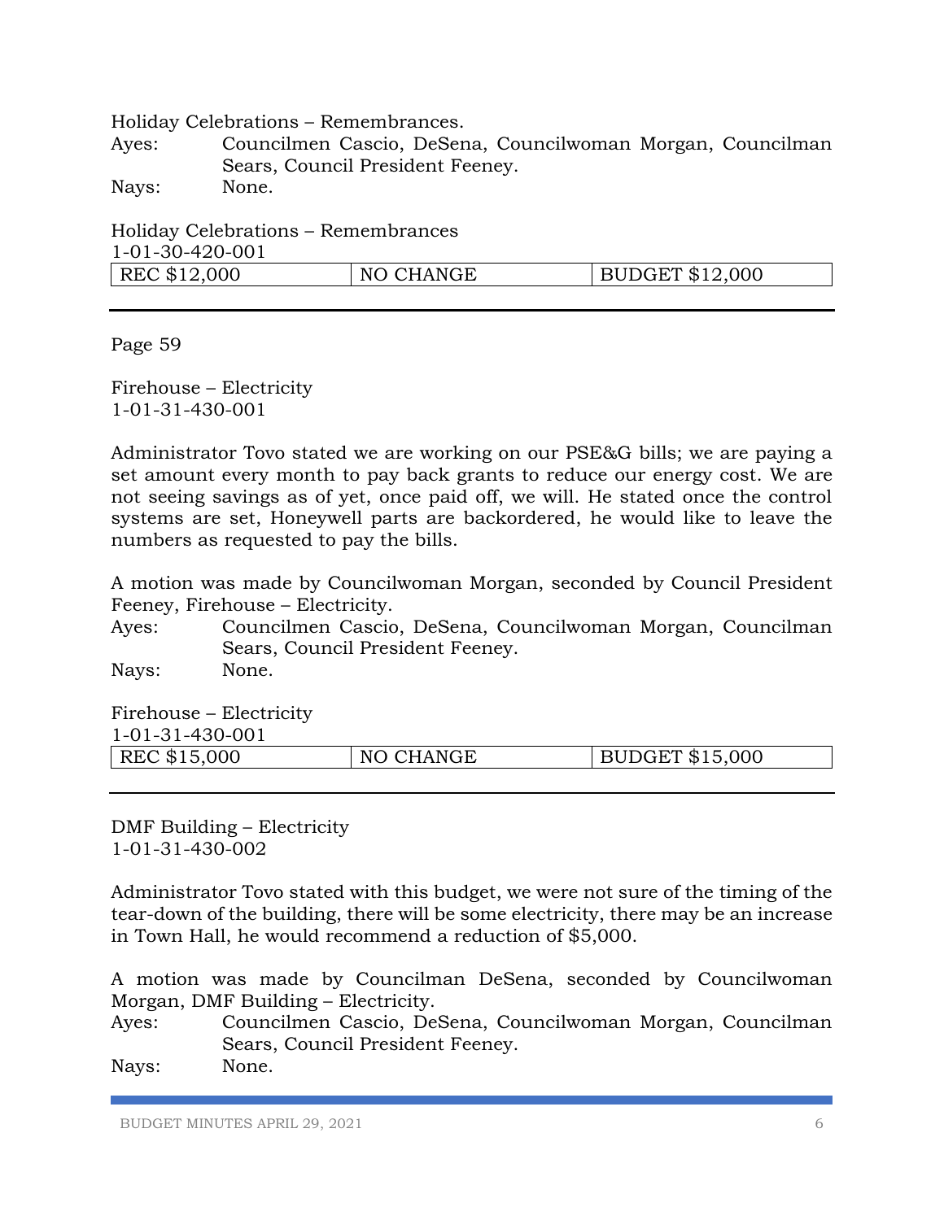Holiday Celebrations – Remembrances.

Ayes: Councilmen Cascio, DeSena, Councilwoman Morgan, Councilman Sears, Council President Feeney.

Nays: None.

Holiday Celebrations – Remembrances
1-01-30-420-001

| REC $12,000 | NO CHANGE | BUDGET $12,000 |
|---|---|---|

---

Page 59

Firehouse – Electricity
1-01-31-430-001

Administrator Tovo stated we are working on our PSE&G bills; we are paying a set amount every month to pay back grants to reduce our energy cost. We are not seeing savings as of yet, once paid off, we will. He stated once the control systems are set, Honeywell parts are backordered, he would like to leave the numbers as requested to pay the bills.

A motion was made by Councilwoman Morgan, seconded by Council President Feeney, Firehouse – Electricity.

Ayes: Councilmen Cascio, DeSena, Councilwoman Morgan, Councilman Sears, Council President Feeney.

Nays: None.

Firehouse – Electricity
1-01-31-430-001

| REC $15,000 | NO CHANGE | BUDGET $15,000 |
|---|---|---|

---

DMF Building – Electricity
1-01-31-430-002

Administrator Tovo stated with this budget, we were not sure of the timing of the tear-down of the building, there will be some electricity, there may be an increase in Town Hall, he would recommend a reduction of $5,000.

A motion was made by Councilman DeSena, seconded by Councilwoman Morgan, DMF Building – Electricity.

Ayes: Councilmen Cascio, DeSena, Councilwoman Morgan, Councilman Sears, Council President Feeney.

Nays: None.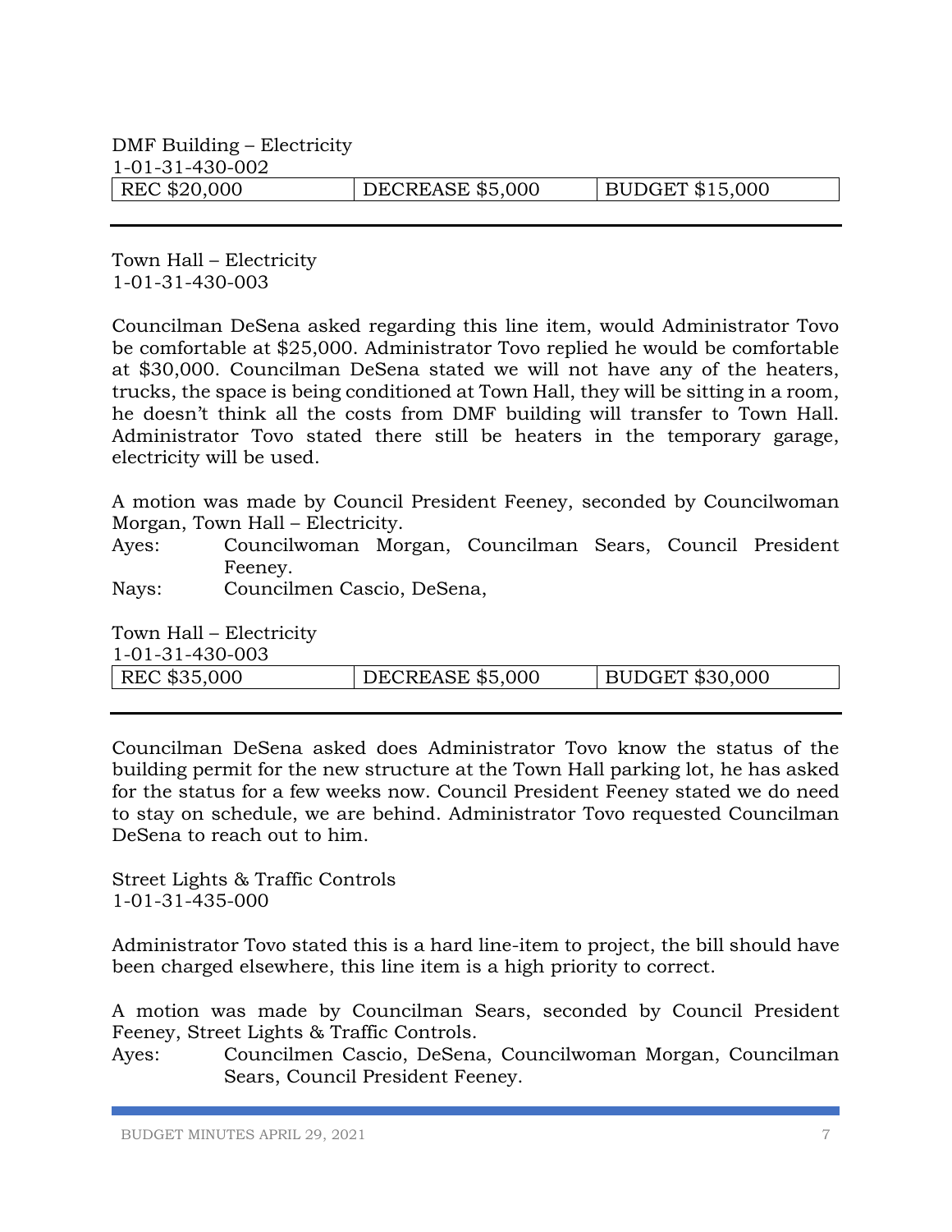DMF Building – Electricity
1-01-31-430-002

| REC $20,000 | DECREASE $5,000 | BUDGET $15,000 |
|---|---|---|

---

Town Hall – Electricity
1-01-31-430-003

Councilman DeSena asked regarding this line item, would Administrator Tovo be comfortable at $25,000. Administrator Tovo replied he would be comfortable at $30,000. Councilman DeSena stated we will not have any of the heaters, trucks, the space is being conditioned at Town Hall, they will be sitting in a room, he doesn't think all the costs from DMF building will transfer to Town Hall. Administrator Tovo stated there still be heaters in the temporary garage, electricity will be used.

A motion was made by Council President Feeney, seconded by Councilwoman Morgan, Town Hall – Electricity.

Ayes: Councilwoman Morgan, Councilman Sears, Council President Feeney.
Nays: Councilmen Cascio, DeSena,

Town Hall – Electricity
1-01-31-430-003

| REC $35,000 | DECREASE $5,000 | BUDGET $30,000 |
|---|---|---|

---

Councilman DeSena asked does Administrator Tovo know the status of the building permit for the new structure at the Town Hall parking lot, he has asked for the status for a few weeks now. Council President Feeney stated we do need to stay on schedule, we are behind. Administrator Tovo requested Councilman DeSena to reach out to him.

Street Lights & Traffic Controls
1-01-31-435-000

Administrator Tovo stated this is a hard line-item to project, the bill should have been charged elsewhere, this line item is a high priority to correct.

A motion was made by Councilman Sears, seconded by Council President Feeney, Street Lights & Traffic Controls.

Ayes: Councilmen Cascio, DeSena, Councilwoman Morgan, Councilman Sears, Council President Feeney.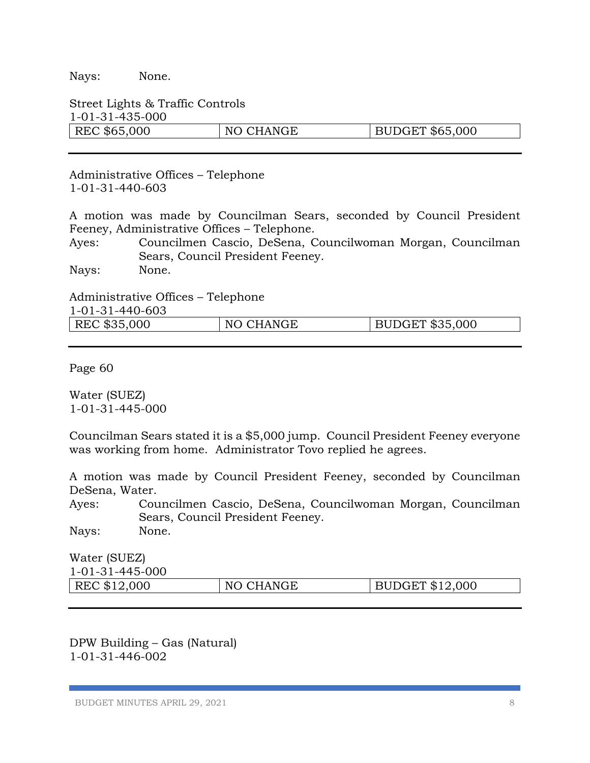Nays: None.

Street Lights & Traffic Controls
1-01-31-435-000

| REC $65,000 | NO CHANGE | BUDGET $65,000 |
|---|---|---|

---

Administrative Offices – Telephone
1-01-31-440-603

A motion was made by Councilman Sears, seconded by Council President Feeney, Administrative Offices – Telephone.

Ayes: Councilmen Cascio, DeSena, Councilwoman Morgan, Councilman Sears, Council President Feeney.

Nays: None.

Administrative Offices – Telephone
1-01-31-440-603

| REC $35,000 | NO CHANGE | BUDGET $35,000 |
|---|---|---|

---

Page 60

Water (SUEZ)
1-01-31-445-000

Councilman Sears stated it is a $5,000 jump. Council President Feeney everyone was working from home. Administrator Tovo replied he agrees.

A motion was made by Council President Feeney, seconded by Councilman DeSena, Water.

Ayes: Councilmen Cascio, DeSena, Councilwoman Morgan, Councilman Sears, Council President Feeney.

Nays: None.

Water (SUEZ)
1-01-31-445-000

| REC $12,000 | NO CHANGE | BUDGET $12,000 |
|---|---|---|

---

DPW Building – Gas (Natural)
1-01-31-446-002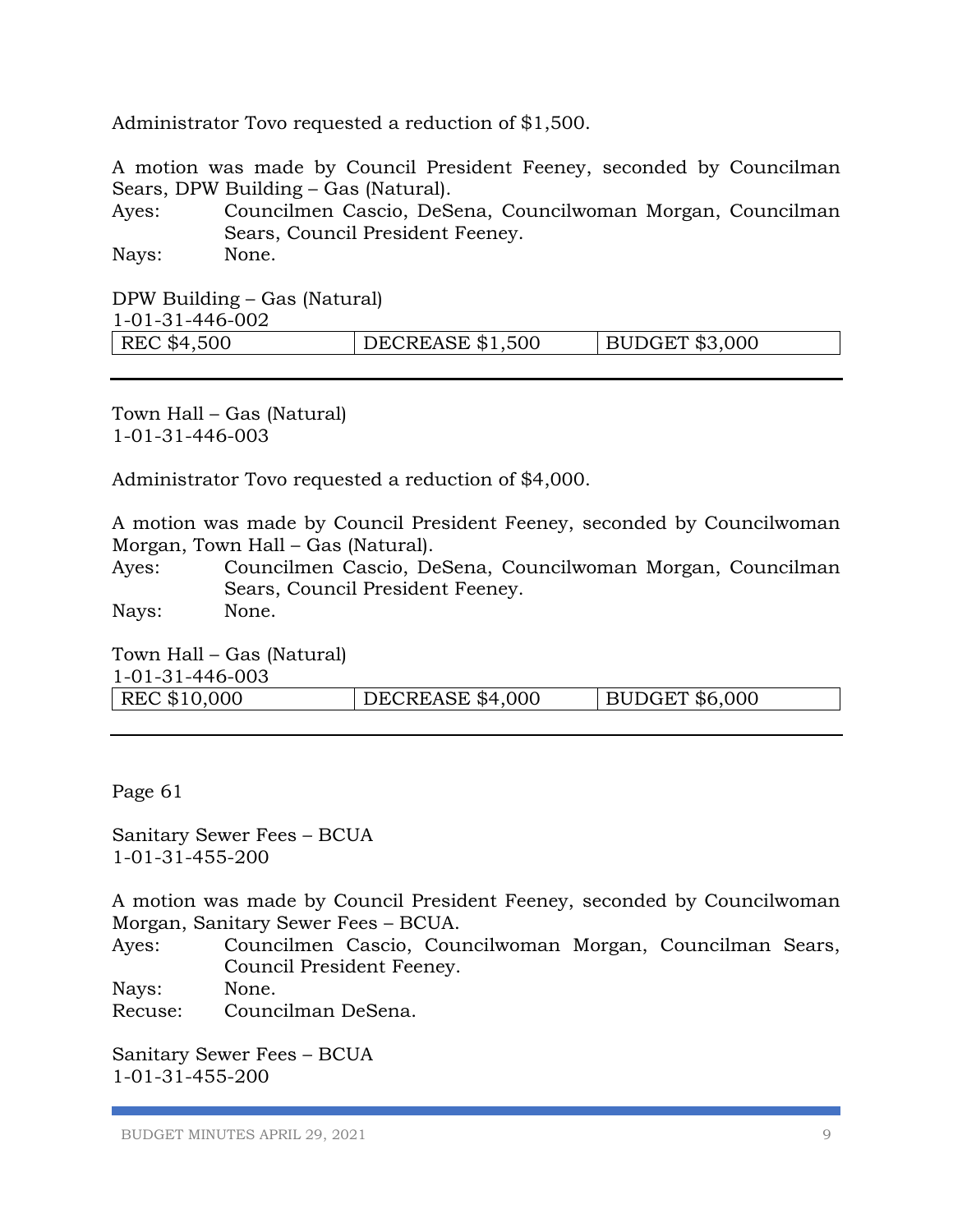Administrator Tovo requested a reduction of $1,500.

A motion was made by Council President Feeney, seconded by Councilman Sears, DPW Building – Gas (Natural).

Ayes: Councilmen Cascio, DeSena, Councilwoman Morgan, Councilman Sears, Council President Feeney.
Nays: None.

DPW Building – Gas (Natural)
1-01-31-446-002

| REC $4,500 | DECREASE $1,500 | BUDGET $3,000 |
|---|---|---|

---

Town Hall – Gas (Natural)
1-01-31-446-003

Administrator Tovo requested a reduction of $4,000.

A motion was made by Council President Feeney, seconded by Councilwoman Morgan, Town Hall – Gas (Natural).

Ayes: Councilmen Cascio, DeSena, Councilwoman Morgan, Councilman Sears, Council President Feeney.
Nays: None.

Town Hall – Gas (Natural)
1-01-31-446-003

| REC $10,000 | DECREASE $4,000 | BUDGET $6,000 |
|---|---|---|

---

Page 61

Sanitary Sewer Fees – BCUA
1-01-31-455-200

A motion was made by Council President Feeney, seconded by Councilwoman Morgan, Sanitary Sewer Fees – BCUA.

Ayes: Councilmen Cascio, Councilwoman Morgan, Councilman Sears, Council President Feeney.
Nays: None.
Recuse: Councilman DeSena.

Sanitary Sewer Fees – BCUA
1-01-31-455-200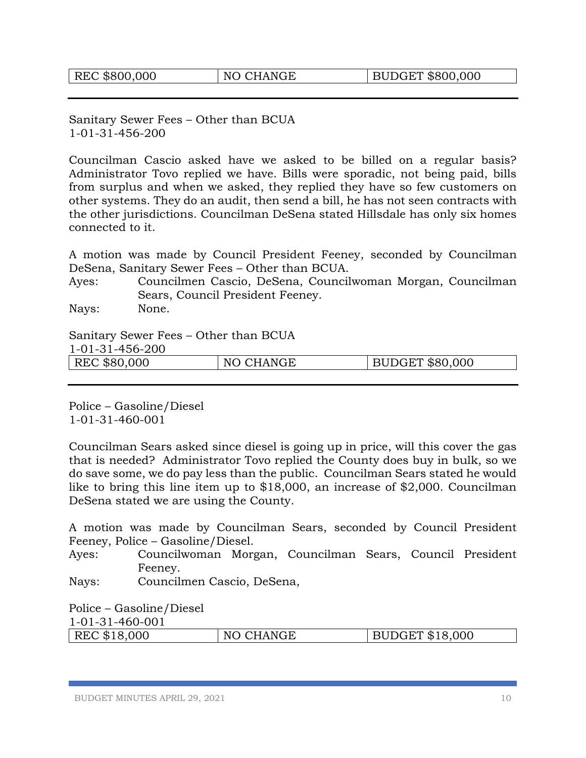| REC $800,000 | NO CHANGE | BUDGET $800,000 |
|---|---|---|

---

Sanitary Sewer Fees – Other than BCUA
1-01-31-456-200

Councilman Cascio asked have we asked to be billed on a regular basis? Administrator Tovo replied we have. Bills were sporadic, not being paid, bills from surplus and when we asked, they replied they have so few customers on other systems. They do an audit, then send a bill, he has not seen contracts with the other jurisdictions. Councilman DeSena stated Hillsdale has only six homes connected to it.

A motion was made by Council President Feeney, seconded by Councilman DeSena, Sanitary Sewer Fees – Other than BCUA.

Ayes: Councilmen Cascio, DeSena, Councilwoman Morgan, Councilman Sears, Council President Feeney.

Nays: None.

Sanitary Sewer Fees – Other than BCUA
1-01-31-456-200

| REC $80,000 | NO CHANGE | BUDGET $80,000 |
|---|---|---|

---

Police – Gasoline/Diesel
1-01-31-460-001

Councilman Sears asked since diesel is going up in price, will this cover the gas that is needed? Administrator Tovo replied the County does buy in bulk, so we do save some, we do pay less than the public. Councilman Sears stated he would like to bring this line item up to $18,000, an increase of $2,000. Councilman DeSena stated we are using the County.

A motion was made by Councilman Sears, seconded by Council President Feeney, Police – Gasoline/Diesel.

Ayes: Councilwoman Morgan, Councilman Sears, Council President Feeney.

Nays: Councilmen Cascio, DeSena,

Police – Gasoline/Diesel
1-01-31-460-001

| REC $18,000 | NO CHANGE | BUDGET $18,000 |
|---|---|---|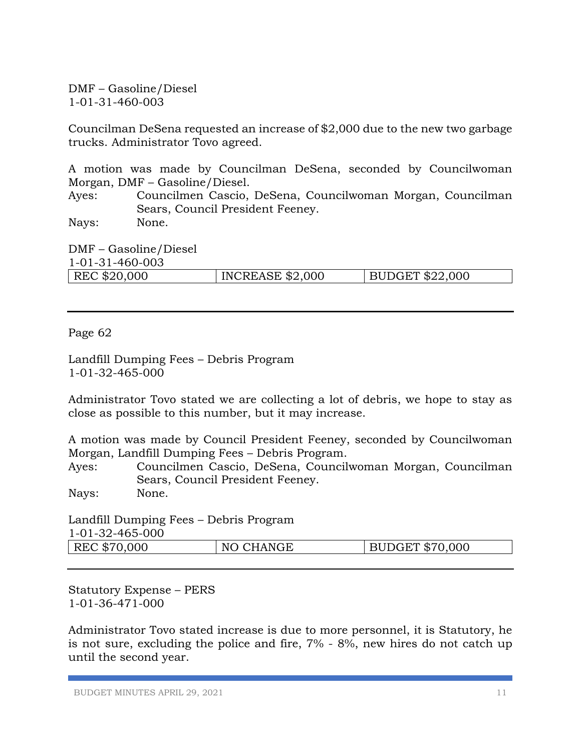DMF – Gasoline/Diesel
1-01-31-460-003

Councilman DeSena requested an increase of $2,000 due to the new two garbage trucks. Administrator Tovo agreed.

A motion was made by Councilman DeSena, seconded by Councilwoman Morgan, DMF – Gasoline/Diesel.

Ayes: Councilmen Cascio, DeSena, Councilwoman Morgan, Councilman Sears, Council President Feeney.

Nays: None.

DMF – Gasoline/Diesel
1-01-31-460-003

| REC $20,000 | INCREASE $2,000 | BUDGET $22,000 |
|---|---|---|

---

Page 62

Landfill Dumping Fees – Debris Program
1-01-32-465-000

Administrator Tovo stated we are collecting a lot of debris, we hope to stay as close as possible to this number, but it may increase.

A motion was made by Council President Feeney, seconded by Councilwoman Morgan, Landfill Dumping Fees – Debris Program.

Ayes: Councilmen Cascio, DeSena, Councilwoman Morgan, Councilman Sears, Council President Feeney.

Nays: None.

Landfill Dumping Fees – Debris Program
1-01-32-465-000

| REC $70,000 | NO CHANGE | BUDGET $70,000 |
|---|---|---|

---

Statutory Expense – PERS
1-01-36-471-000

Administrator Tovo stated increase is due to more personnel, it is Statutory, he is not sure, excluding the police and fire, 7% - 8%, new hires do not catch up until the second year.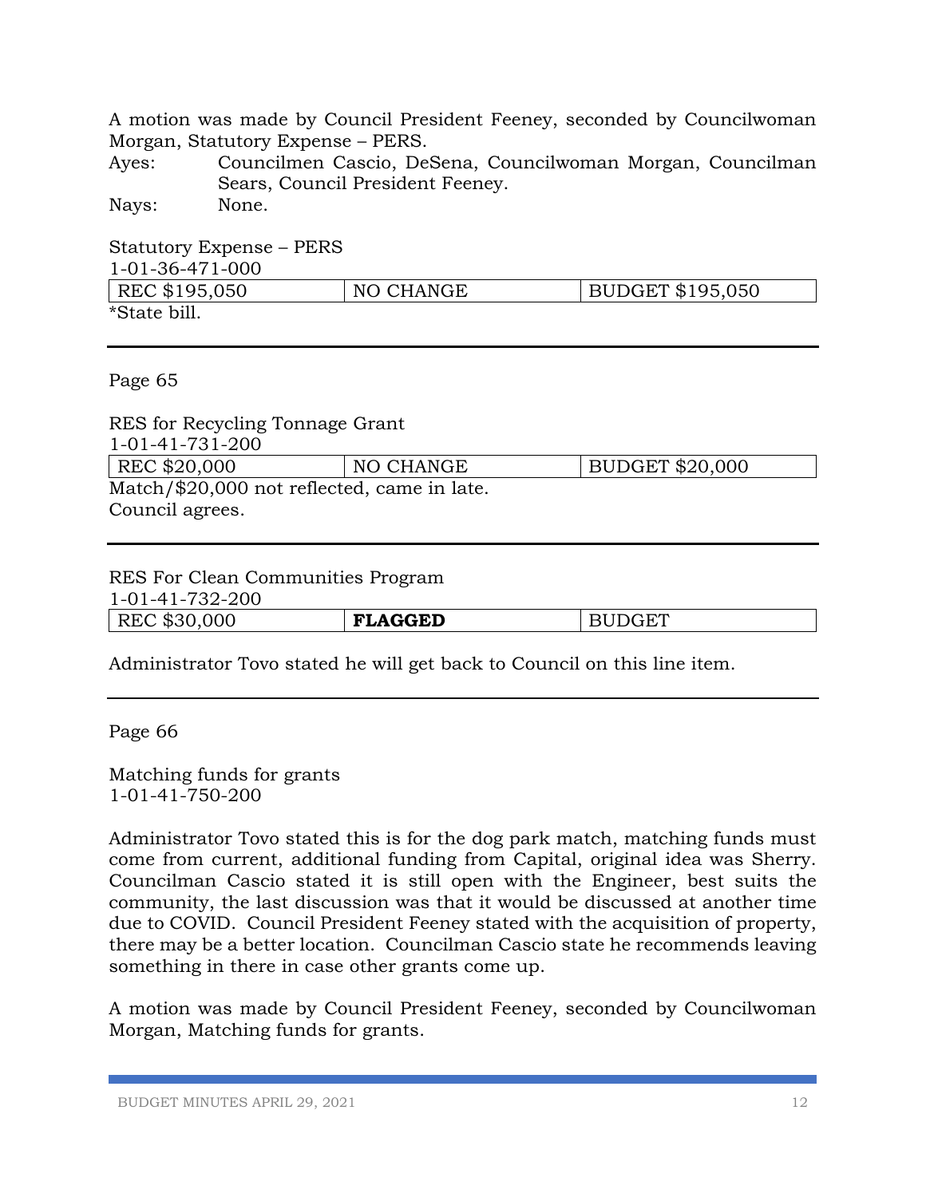A motion was made by Council President Feeney, seconded by Councilwoman Morgan, Statutory Expense – PERS.

Ayes: Councilmen Cascio, DeSena, Councilwoman Morgan, Councilman Sears, Council President Feeney.

Nays: None.

Statutory Expense – PERS
1-01-36-471-000

| REC $195,050 | NO CHANGE | BUDGET $195,050 |
|---|---|---|

*State bill.

---

Page 65

RES for Recycling Tonnage Grant
1-01-41-731-200

| REC $20,000 | NO CHANGE | BUDGET $20,000 |
|---|---|---|

Match/$20,000 not reflected, came in late.
Council agrees.

---

RES For Clean Communities Program
1-01-41-732-200

| REC $30,000 | **FLAGGED** | BUDGET |
|---|---|---|

Administrator Tovo stated he will get back to Council on this line item.

---

Page 66

Matching funds for grants
1-01-41-750-200

Administrator Tovo stated this is for the dog park match, matching funds must come from current, additional funding from Capital, original idea was Sherry. Councilman Cascio stated it is still open with the Engineer, best suits the community, the last discussion was that it would be discussed at another time due to COVID. Council President Feeney stated with the acquisition of property, there may be a better location. Councilman Cascio state he recommends leaving something in there in case other grants come up.

A motion was made by Council President Feeney, seconded by Councilwoman Morgan, Matching funds for grants.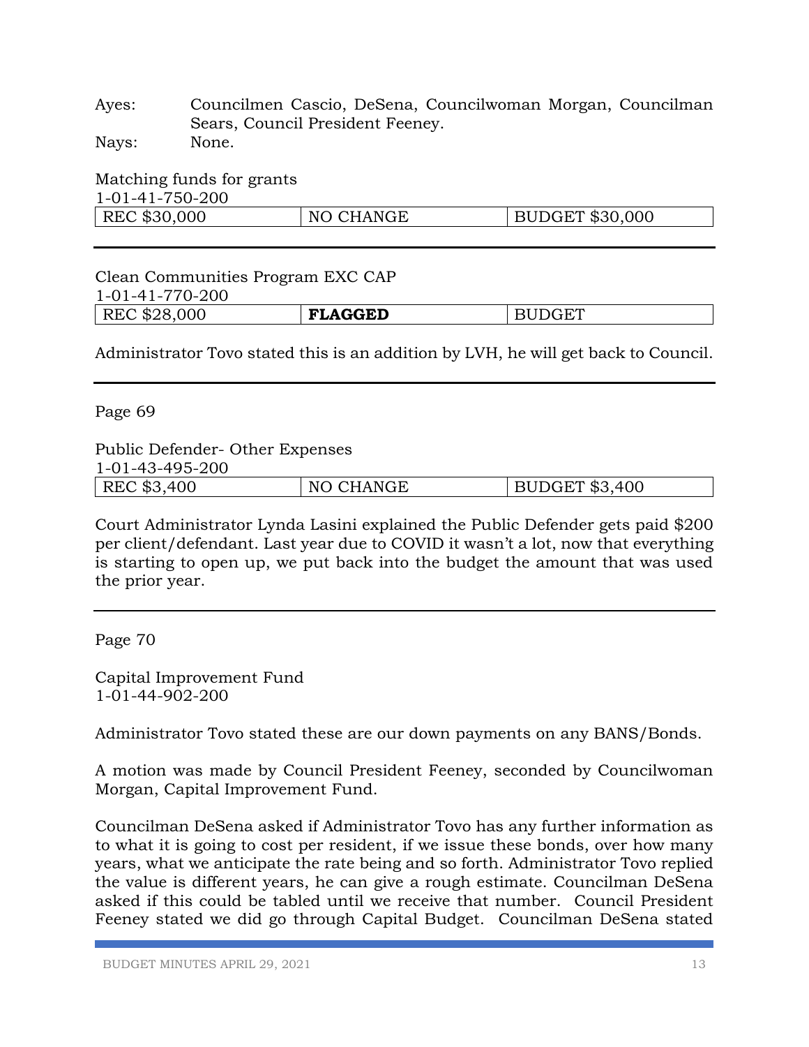Ayes: Councilmen Cascio, DeSena, Councilwoman Morgan, Councilman Sears, Council President Feeney.
Nays: None.

Matching funds for grants
1-01-41-750-200

| REC $30,000 | NO CHANGE | BUDGET $30,000 |
|---|---|---|

---

Clean Communities Program EXC CAP
1-01-41-770-200

| REC $28,000 | **FLAGGED** | BUDGET |
|---|---|---|

Administrator Tovo stated this is an addition by LVH, he will get back to Council.

---

Page 69

Public Defender- Other Expenses
1-01-43-495-200

| REC $3,400 | NO CHANGE | BUDGET $3,400 |
|---|---|---|

Court Administrator Lynda Lasini explained the Public Defender gets paid $200 per client/defendant. Last year due to COVID it wasn't a lot, now that everything is starting to open up, we put back into the budget the amount that was used the prior year.

---

Page 70

Capital Improvement Fund
1-01-44-902-200

Administrator Tovo stated these are our down payments on any BANS/Bonds.

A motion was made by Council President Feeney, seconded by Councilwoman Morgan, Capital Improvement Fund.

Councilman DeSena asked if Administrator Tovo has any further information as to what it is going to cost per resident, if we issue these bonds, over how many years, what we anticipate the rate being and so forth. Administrator Tovo replied the value is different years, he can give a rough estimate. Councilman DeSena asked if this could be tabled until we receive that number. Council President Feeney stated we did go through Capital Budget. Councilman DeSena stated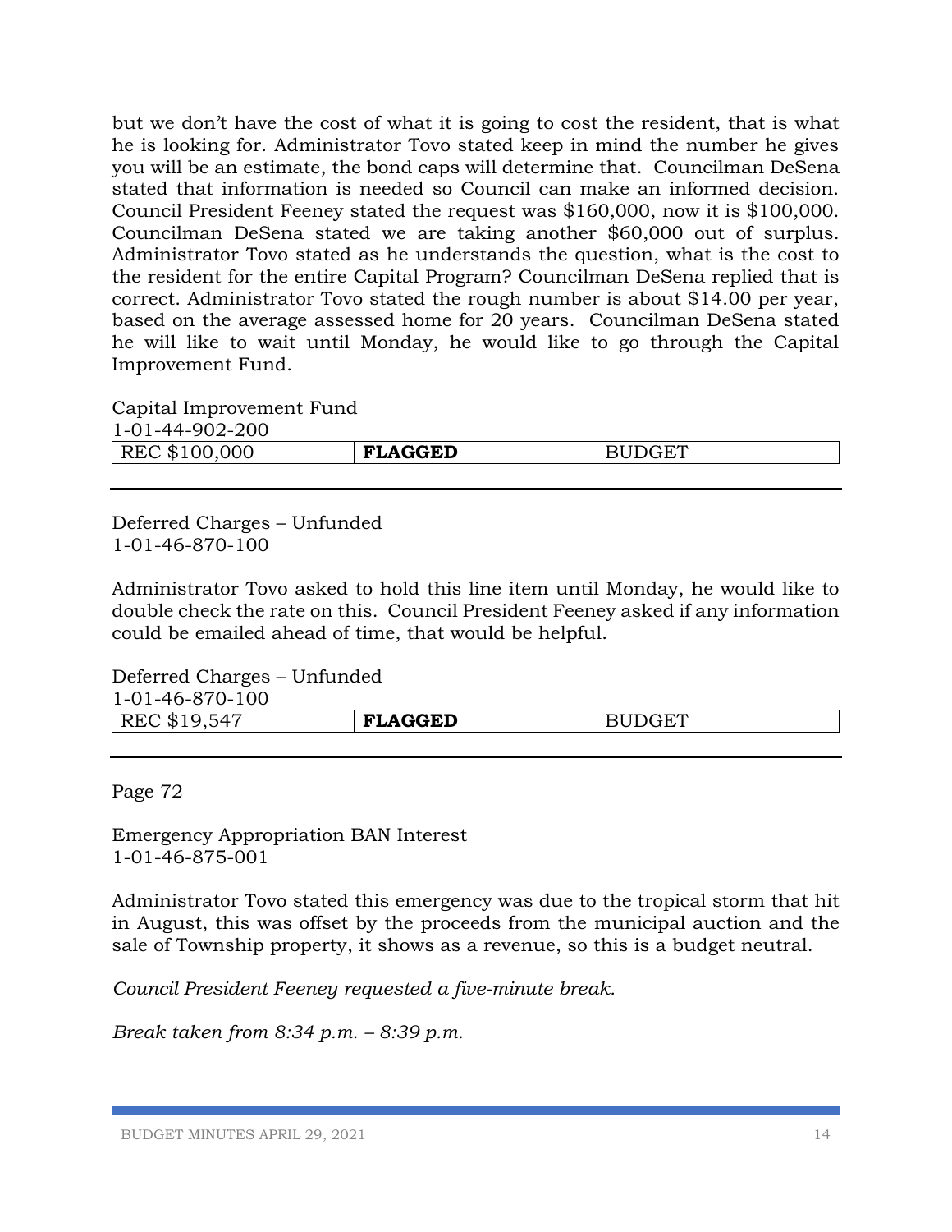but we don't have the cost of what it is going to cost the resident, that is what he is looking for. Administrator Tovo stated keep in mind the number he gives you will be an estimate, the bond caps will determine that. Councilman DeSena stated that information is needed so Council can make an informed decision. Council President Feeney stated the request was $160,000, now it is $100,000. Councilman DeSena stated we are taking another $60,000 out of surplus. Administrator Tovo stated as he understands the question, what is the cost to the resident for the entire Capital Program? Councilman DeSena replied that is correct. Administrator Tovo stated the rough number is about $14.00 per year, based on the average assessed home for 20 years. Councilman DeSena stated he will like to wait until Monday, he would like to go through the Capital Improvement Fund.

Capital Improvement Fund
1-01-44-902-200

| REC $100,000 | **FLAGGED** | BUDGET |
|---|---|---|

---

Deferred Charges – Unfunded
1-01-46-870-100

Administrator Tovo asked to hold this line item until Monday, he would like to double check the rate on this. Council President Feeney asked if any information could be emailed ahead of time, that would be helpful.

Deferred Charges – Unfunded
1-01-46-870-100

| REC $19,547 | **FLAGGED** | BUDGET |
|---|---|---|

---

Page 72

Emergency Appropriation BAN Interest
1-01-46-875-001

Administrator Tovo stated this emergency was due to the tropical storm that hit in August, this was offset by the proceeds from the municipal auction and the sale of Township property, it shows as a revenue, so this is a budget neutral.

*Council President Feeney requested a five-minute break.*

*Break taken from 8:34 p.m. – 8:39 p.m.*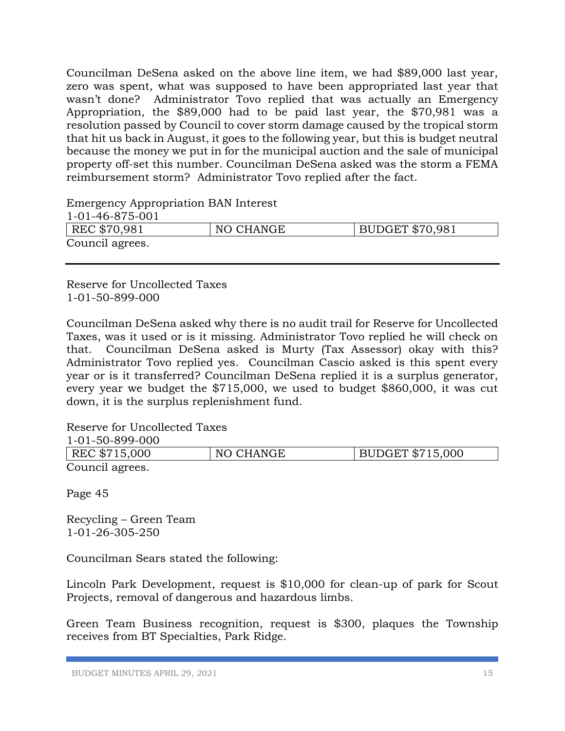Councilman DeSena asked on the above line item, we had $89,000 last year, zero was spent, what was supposed to have been appropriated last year that wasn't done? Administrator Tovo replied that was actually an Emergency Appropriation, the $89,000 had to be paid last year, the $70,981 was a resolution passed by Council to cover storm damage caused by the tropical storm that hit us back in August, it goes to the following year, but this is budget neutral because the money we put in for the municipal auction and the sale of municipal property off-set this number. Councilman DeSena asked was the storm a FEMA reimbursement storm? Administrator Tovo replied after the fact.

Emergency Appropriation BAN Interest
1-01-46-875-001

| REC $70,981 | NO CHANGE | BUDGET $70,981 |
|---|---|---|

Council agrees.

---

Reserve for Uncollected Taxes
1-01-50-899-000

Councilman DeSena asked why there is no audit trail for Reserve for Uncollected Taxes, was it used or is it missing. Administrator Tovo replied he will check on that. Councilman DeSena asked is Murty (Tax Assessor) okay with this? Administrator Tovo replied yes. Councilman Cascio asked is this spent every year or is it transferred? Councilman DeSena replied it is a surplus generator, every year we budget the $715,000, we used to budget $860,000, it was cut down, it is the surplus replenishment fund.

Reserve for Uncollected Taxes
1-01-50-899-000

| REC $715,000 | NO CHANGE | BUDGET $715,000 |
|---|---|---|

Council agrees.

Page 45

Recycling – Green Team
1-01-26-305-250

Councilman Sears stated the following:

Lincoln Park Development, request is $10,000 for clean-up of park for Scout Projects, removal of dangerous and hazardous limbs.

Green Team Business recognition, request is $300, plaques the Township receives from BT Specialties, Park Ridge.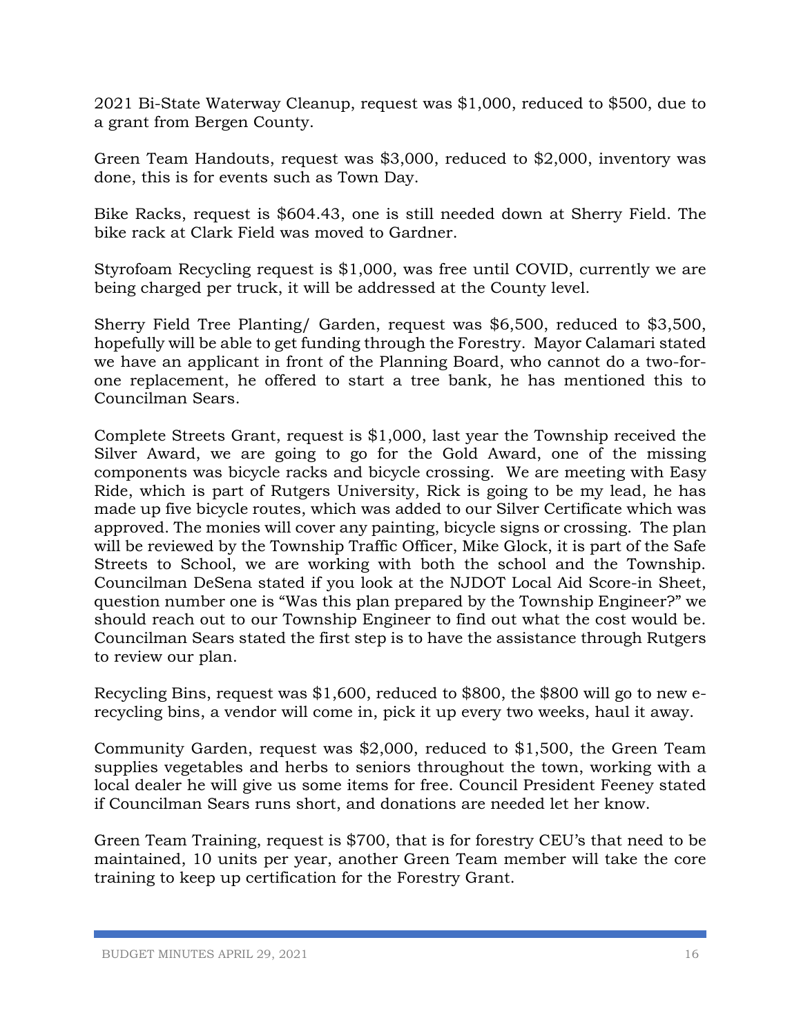2021 Bi-State Waterway Cleanup, request was $1,000, reduced to $500, due to a grant from Bergen County.

Green Team Handouts, request was $3,000, reduced to $2,000, inventory was done, this is for events such as Town Day.

Bike Racks, request is $604.43, one is still needed down at Sherry Field. The bike rack at Clark Field was moved to Gardner.

Styrofoam Recycling request is $1,000, was free until COVID, currently we are being charged per truck, it will be addressed at the County level.

Sherry Field Tree Planting/ Garden, request was $6,500, reduced to $3,500, hopefully will be able to get funding through the Forestry. Mayor Calamari stated we have an applicant in front of the Planning Board, who cannot do a two-for-one replacement, he offered to start a tree bank, he has mentioned this to Councilman Sears.

Complete Streets Grant, request is $1,000, last year the Township received the Silver Award, we are going to go for the Gold Award, one of the missing components was bicycle racks and bicycle crossing. We are meeting with Easy Ride, which is part of Rutgers University, Rick is going to be my lead, he has made up five bicycle routes, which was added to our Silver Certificate which was approved. The monies will cover any painting, bicycle signs or crossing. The plan will be reviewed by the Township Traffic Officer, Mike Glock, it is part of the Safe Streets to School, we are working with both the school and the Township. Councilman DeSena stated if you look at the NJDOT Local Aid Score-in Sheet, question number one is "Was this plan prepared by the Township Engineer?" we should reach out to our Township Engineer to find out what the cost would be. Councilman Sears stated the first step is to have the assistance through Rutgers to review our plan.

Recycling Bins, request was $1,600, reduced to $800, the $800 will go to new e-recycling bins, a vendor will come in, pick it up every two weeks, haul it away.

Community Garden, request was $2,000, reduced to $1,500, the Green Team supplies vegetables and herbs to seniors throughout the town, working with a local dealer he will give us some items for free. Council President Feeney stated if Councilman Sears runs short, and donations are needed let her know.

Green Team Training, request is $700, that is for forestry CEU's that need to be maintained, 10 units per year, another Green Team member will take the core training to keep up certification for the Forestry Grant.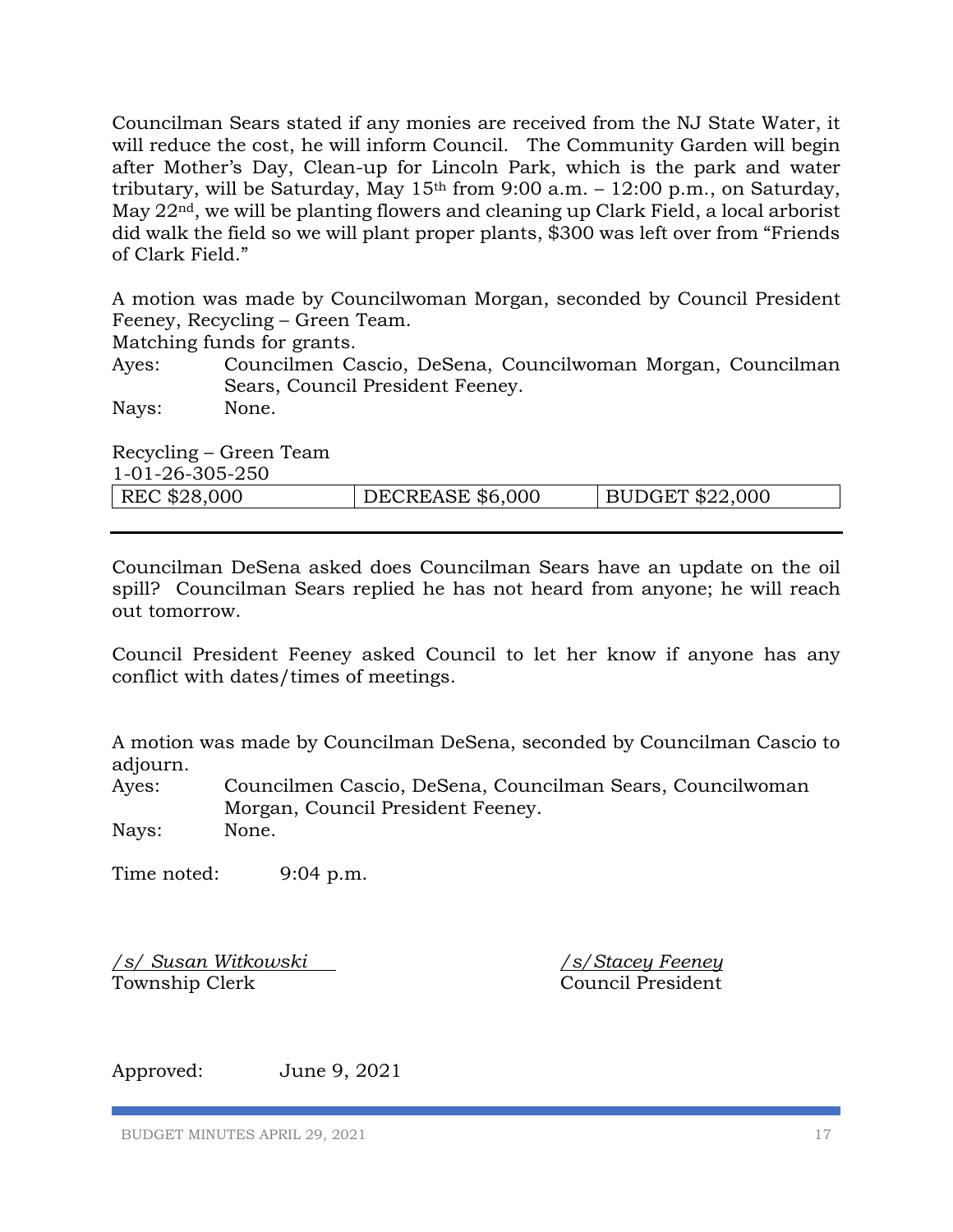Councilman Sears stated if any monies are received from the NJ State Water, it will reduce the cost, he will inform Council. The Community Garden will begin after Mother's Day, Clean-up for Lincoln Park, which is the park and water tributary, will be Saturday, May 15th from 9:00 a.m. – 12:00 p.m., on Saturday, May 22nd, we will be planting flowers and cleaning up Clark Field, a local arborist did walk the field so we will plant proper plants, $300 was left over from "Friends of Clark Field."

A motion was made by Councilwoman Morgan, seconded by Council President Feeney, Recycling – Green Team.
Matching funds for grants.

Ayes: Councilmen Cascio, DeSena, Councilwoman Morgan, Councilman Sears, Council President Feeney.
Nays: None.

Recycling – Green Team
1-01-26-305-250

| | | |
|---|---|---|
| REC $28,000 | DECREASE $6,000 | BUDGET $22,000 |

---

Councilman DeSena asked does Councilman Sears have an update on the oil spill? Councilman Sears replied he has not heard from anyone; he will reach out tomorrow.

Council President Feeney asked Council to let her know if anyone has any conflict with dates/times of meetings.

A motion was made by Councilman DeSena, seconded by Councilman Cascio to adjourn.

Ayes: Councilmen Cascio, DeSena, Councilman Sears, Councilwoman Morgan, Council President Feeney.
Nays: None.

Time noted: 9:04 p.m.

*/s/ Susan Witkowski*
Township Clerk

*/s/Stacey Feeney*
Council President

Approved: June 9, 2021